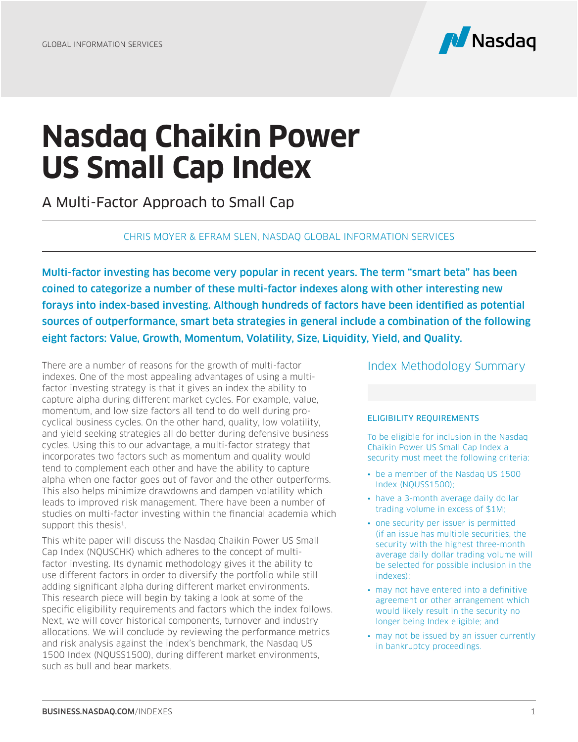# Nasdaq Chaikin Power US Small Cap Index

## A Multi-Factor Approach to Small Cap

CHRIS MOYER & EFRAM SLEN, NASDAQ GLOBAL INFORMATION SERVICES

**Multi-factor investing has become very popular in recent years. The term "smart beta" has been coined to categorize a number of these multi-factor indexes along with other interesting new forays into index-based investing. Although hundreds of factors have been identified as potential sources of outperformance, smart beta strategies in general include a combination of the following eight factors: Value, Growth, Momentum, Volatility, Size, Liquidity, Yield, and Quality.**

There are a number of reasons for the growth of multi-factor indexes. One of the most appealing advantages of using a multi-factor investing strategy is that it gives an index the ability to capture alpha during different market cycles. For example, value, momentum, and low size factors all tend to do well during pro-cyclical business cycles. On the other hand, quality, low volatility, and yield seeking strategies all do better during defensive business cycles. Using this to our advantage, a multi-factor strategy that incorporates two factors such as momentum and quality would tend to complement each other and have the ability to capture alpha when one factor goes out of favor and the other outperforms. This also helps minimize drawdowns and dampen volatility which leads to improved risk management. There have been a number of studies on multi-factor investing within the financial academia which support this thesis[1].

This white paper will discuss the Nasdaq Chaikin Power US Small Cap Index (NQUSCHK) which adheres to the concept of multi-factor investing. Its dynamic methodology gives it the ability to use different factors in order to diversify the portfolio while still adding significant alpha during different market environments. This research piece will begin by taking a look at some of the specific eligibility requirements and factors which the index follows. Next, we will cover historical components, turnover and industry allocations. We will conclude by reviewing the performance metrics and risk analysis against the index's benchmark, the Nasdaq US 1500 Index (NQUSS1500), during different market environments, such as bull and bear markets.

## Index Methodology Summary

### ELIGIBILITY REQUIREMENTS

To be eligible for inclusion in the Nasdaq Chaikin Power US Small Cap Index a security must meet the following criteria:

- be a member of the Nasdaq US 1500 Index (NQUSS1500);
- have a 3-month average daily dollar trading volume in excess of $1M;
- one security per issuer is permitted (if an issue has multiple securities, the security with the highest three-month average daily dollar trading volume will be selected for possible inclusion in the indexes);
- may not have entered into a definitive agreement or other arrangement which would likely result in the security no longer being Index eligible; and
- may not be issued by an issuer currently in bankruptcy proceedings.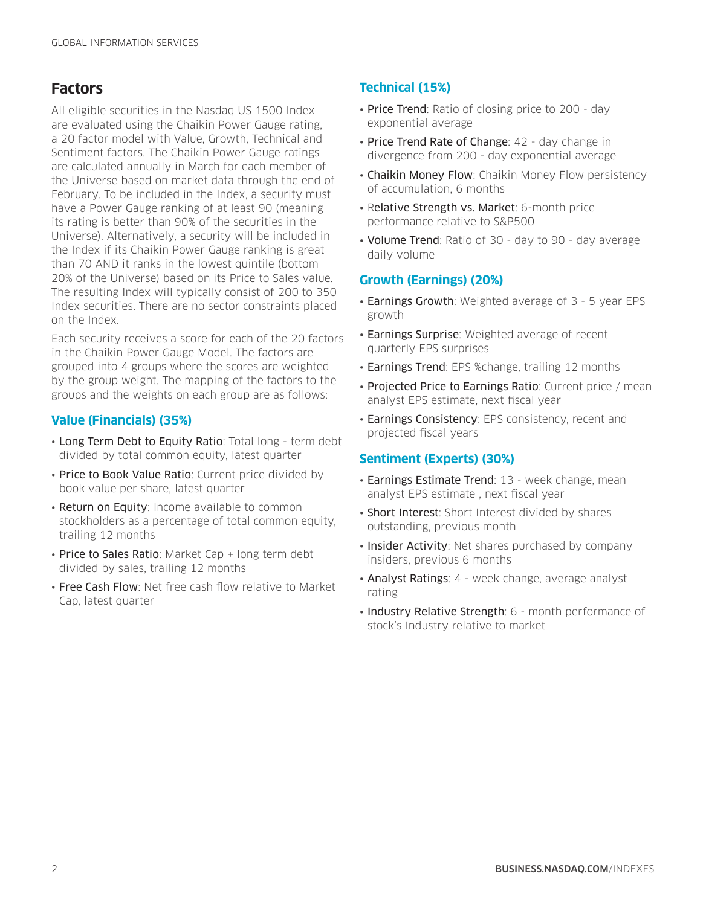## Factors

All eligible securities in the Nasdaq US 1500 Index are evaluated using the Chaikin Power Gauge rating, a 20 factor model with Value, Growth, Technical and Sentiment factors. The Chaikin Power Gauge ratings are calculated annually in March for each member of the Universe based on market data through the end of February. To be included in the Index, a security must have a Power Gauge ranking of at least 90 (meaning its rating is better than 90% of the securities in the Universe). Alternatively, a security will be included in the Index if its Chaikin Power Gauge ranking is great than 70 AND it ranks in the lowest quintile (bottom 20% of the Universe) based on its Price to Sales value. The resulting Index will typically consist of 200 to 350 Index securities. There are no sector constraints placed on the Index.

Each security receives a score for each of the 20 factors in the Chaikin Power Gauge Model. The factors are grouped into 4 groups where the scores are weighted by the group weight. The mapping of the factors to the groups and the weights on each group are as follows:

### Value (Financials) (35%)

- Long Term Debt to Equity Ratio: Total long - term debt divided by total common equity, latest quarter
- Price to Book Value Ratio: Current price divided by book value per share, latest quarter
- Return on Equity: Income available to common stockholders as a percentage of total common equity, trailing 12 months
- Price to Sales Ratio: Market Cap + long term debt divided by sales, trailing 12 months
- Free Cash Flow: Net free cash flow relative to Market Cap, latest quarter

### Technical (15%)

- Price Trend: Ratio of closing price to 200 - day exponential average
- Price Trend Rate of Change: 42 - day change in divergence from 200 - day exponential average
- Chaikin Money Flow: Chaikin Money Flow persistency of accumulation, 6 months
- Relative Strength vs. Market: 6-month price performance relative to S&P500
- Volume Trend: Ratio of 30 - day to 90 - day average daily volume

### Growth (Earnings) (20%)

- Earnings Growth: Weighted average of 3 - 5 year EPS growth
- Earnings Surprise: Weighted average of recent quarterly EPS surprises
- Earnings Trend: EPS %change, trailing 12 months
- Projected Price to Earnings Ratio: Current price / mean analyst EPS estimate, next fiscal year
- Earnings Consistency: EPS consistency, recent and projected fiscal years

### Sentiment (Experts) (30%)

- Earnings Estimate Trend: 13 - week change, mean analyst EPS estimate , next fiscal year
- Short Interest: Short Interest divided by shares outstanding, previous month
- Insider Activity: Net shares purchased by company insiders, previous 6 months
- Analyst Ratings: 4 - week change, average analyst rating
- Industry Relative Strength: 6 - month performance of stock's Industry relative to market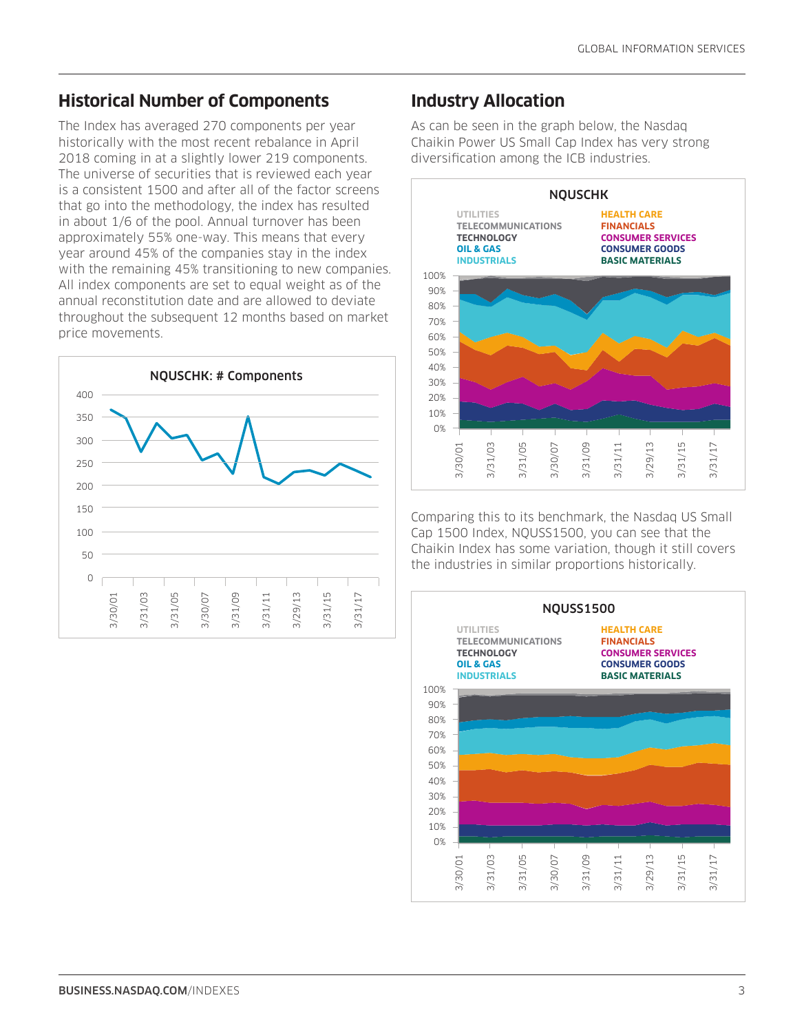## Historical Number of Components

The Index has averaged 270 components per year historically with the most recent rebalance in April 2018 coming in at a slightly lower 219 components. The universe of securities that is reviewed each year is a consistent 1500 and after all of the factor screens that go into the methodology, the index has resulted in about 1/6 of the pool. Annual turnover has been approximately 55% one-way. This means that every year around 45% of the companies stay in the index with the remaining 45% transitioning to new companies. All index components are set to equal weight as of the annual reconstitution date and are allowed to deviate throughout the subsequent 12 months based on market price movements.

## Industry Allocation

As can be seen in the graph below, the Nasdaq Chaikin Power US Small Cap Index has very strong diversification among the ICB industries.

Comparing this to its benchmark, the Nasdaq US Small Cap 1500 Index, NQUSS1500, you can see that the Chaikin Index has some variation, though it still covers the industries in similar proportions historically.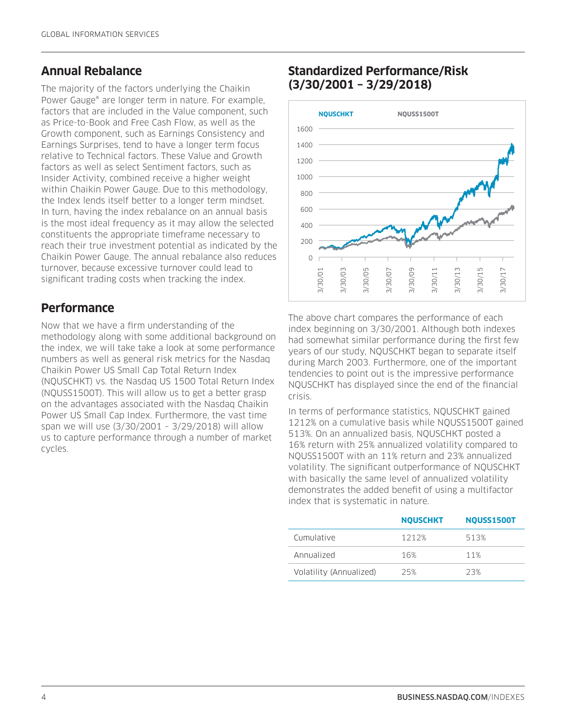## Annual Rebalance

The majority of the factors underlying the Chaikin Power Gauge® are longer term in nature. For example, factors that are included in the Value component, such as Price-to-Book and Free Cash Flow, as well as the Growth component, such as Earnings Consistency and Earnings Surprises, tend to have a longer term focus relative to Technical factors. These Value and Growth factors as well as select Sentiment factors, such as Insider Activity, combined receive a higher weight within Chaikin Power Gauge. Due to this methodology, the Index lends itself better to a longer term mindset. In turn, having the index rebalance on an annual basis is the most ideal frequency as it may allow the selected constituents the appropriate timeframe necessary to reach their true investment potential as indicated by the Chaikin Power Gauge. The annual rebalance also reduces turnover, because excessive turnover could lead to significant trading costs when tracking the index.

## Performance

Now that we have a firm understanding of the methodology along with some additional background on the index, we will take take a look at some performance numbers as well as general risk metrics for the Nasdaq Chaikin Power US Small Cap Total Return Index (NQUSCHKT) vs. the Nasdaq US 1500 Total Return Index (NQUSS1500T). This will allow us to get a better grasp on the advantages associated with the Nasdaq Chaikin Power US Small Cap Index. Furthermore, the vast time span we will use (3/30/2001 – 3/29/2018) will allow us to capture performance through a number of market cycles.

## Standardized Performance/Risk (3/30/2001 – 3/29/2018)

The above chart compares the performance of each index beginning on 3/30/2001. Although both indexes had somewhat similar performance during the first few years of our study, NQUSCHKT began to separate itself during March 2003. Furthermore, one of the important tendencies to point out is the impressive performance NQUSCHKT has displayed since the end of the financial crisis.

In terms of performance statistics, NQUSCHKT gained 1212% on a cumulative basis while NQUSS1500T gained 513%. On an annualized basis, NQUSCHKT posted a 16% return with 25% annualized volatility compared to NQUSS1500T with an 11% return and 23% annualized volatility. The significant outperformance of NQUSCHKT with basically the same level of annualized volatility demonstrates the added benefit of using a multifactor index that is systematic in nature.

| | NQUSCHKT | NQUSS1500T |
|---|---|---|
| Cumulative | 1212% | 513% |
| Annualized | 16% | 11% |
| Volatility (Annualized) | 25% | 23% |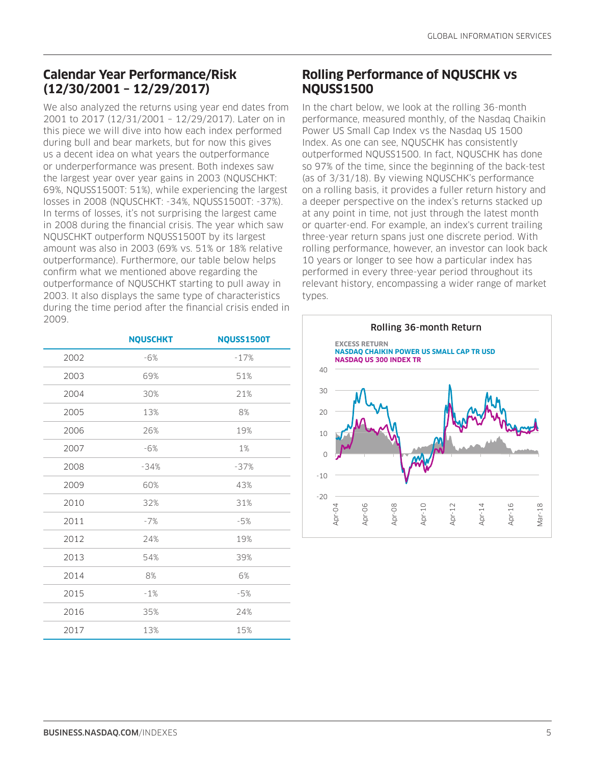## Calendar Year Performance/Risk (12/30/2001 – 12/29/2017)

We also analyzed the returns using year end dates from 2001 to 2017 (12/31/2001 – 12/29/2017). Later on in this piece we will dive into how each index performed during bull and bear markets, but for now this gives us a decent idea on what years the outperformance or underperformance was present. Both indexes saw the largest year over year gains in 2003 (NQUSCHKT: 69%, NQUSS1500T: 51%), while experiencing the largest losses in 2008 (NQUSCHKT: -34%, NQUSS1500T: -37%). In terms of losses, it's not surprising the largest came in 2008 during the financial crisis. The year which saw NQUSCHKT outperform NQUSS1500T by its largest amount was also in 2003 (69% vs. 51% or 18% relative outperformance). Furthermore, our table below helps confirm what we mentioned above regarding the outperformance of NQUSCHKT starting to pull away in 2003. It also displays the same type of characteristics during the time period after the financial crisis ended in 2009.

| | NQUSCHKT | NQUSS1500T |
|---|---|---|
| 2002 | -6% | -17% |
| 2003 | 69% | 51% |
| 2004 | 30% | 21% |
| 2005 | 13% | 8% |
| 2006 | 26% | 19% |
| 2007 | -6% | 1% |
| 2008 | -34% | -37% |
| 2009 | 60% | 43% |
| 2010 | 32% | 31% |
| 2011 | -7% | -5% |
| 2012 | 24% | 19% |
| 2013 | 54% | 39% |
| 2014 | 8% | 6% |
| 2015 | -1% | -5% |
| 2016 | 35% | 24% |
| 2017 | 13% | 15% |

## Rolling Performance of NQUSCHK vs NQUSS1500

In the chart below, we look at the rolling 36-month performance, measured monthly, of the Nasdaq Chaikin Power US Small Cap Index vs the Nasdaq US 1500 Index. As one can see, NQUSCHK has consistently outperformed NQUSS1500. In fact, NQUSCHK has done so 97% of the time, since the beginning of the back-test (as of 3/31/18). By viewing NQUSCHK's performance on a rolling basis, it provides a fuller return history and a deeper perspective on the index's returns stacked up at any point in time, not just through the latest month or quarter-end. For example, an index's current trailing three-year return spans just one discrete period. With rolling performance, however, an investor can look back 10 years or longer to see how a particular index has performed in every three-year period throughout its relevant history, encompassing a wider range of market types.

Rolling 36-month Return

EXCESS RETURN
NASDAQ CHAIKIN POWER US SMALL CAP TR USD
NASDAQ US 300 INDEX TR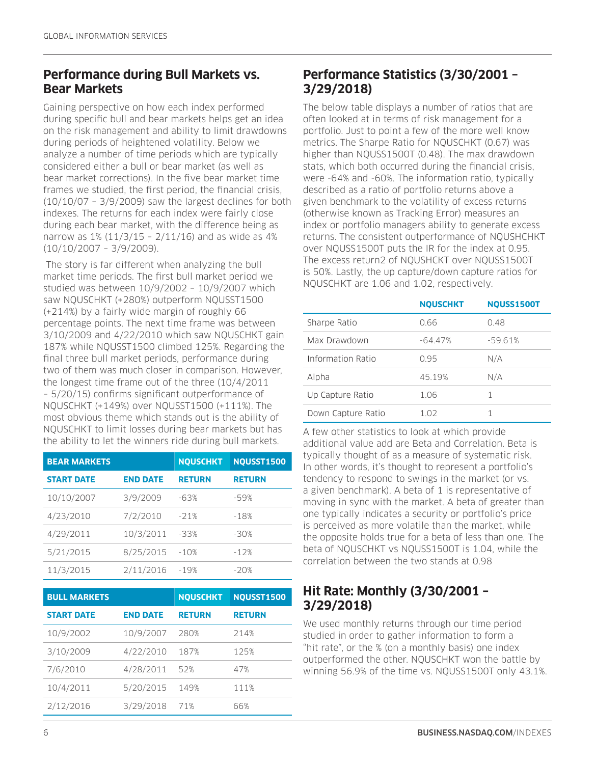## Performance during Bull Markets vs. Bear Markets

Gaining perspective on how each index performed during specific bull and bear markets helps get an idea on the risk management and ability to limit drawdowns during periods of heightened volatility. Below we analyze a number of time periods which are typically considered either a bull or bear market (as well as bear market corrections). In the five bear market time frames we studied, the first period, the financial crisis, (10/10/07 – 3/9/2009) saw the largest declines for both indexes. The returns for each index were fairly close during each bear market, with the difference being as narrow as 1% (11/3/15 – 2/11/16) and as wide as 4% (10/10/2007 – 3/9/2009).

The story is far different when analyzing the bull market time periods. The first bull market period we studied was between 10/9/2002 – 10/9/2007 which saw NQUSCHKT (+280%) outperform NQUSST1500 (+214%) by a fairly wide margin of roughly 66 percentage points. The next time frame was between 3/10/2009 and 4/22/2010 which saw NQUSCHKT gain 187% while NQUSST1500 climbed 125%. Regarding the final three bull market periods, performance during two of them was much closer in comparison. However, the longest time frame out of the three (10/4/2011 – 5/20/15) confirms significant outperformance of NQUSCHKT (+149%) over NQUSST1500 (+111%). The most obvious theme which stands out is the ability of NQUSCHKT to limit losses during bear markets but has the ability to let the winners ride during bull markets.

| BEAR MARKETS | | NQUSCHKT | NQUSST1500 |
|---|---|---|---|
| **START DATE** | **END DATE** | **RETURN** | **RETURN** |
| 10/10/2007 | 3/9/2009 | -63% | -59% |
| 4/23/2010 | 7/2/2010 | -21% | -18% |
| 4/29/2011 | 10/3/2011 | -33% | -30% |
| 5/21/2015 | 8/25/2015 | -10% | -12% |
| 11/3/2015 | 2/11/2016 | -19% | -20% |

| BULL MARKETS | | NQUSCHKT | NQUSST1500 |
|---|---|---|---|
| **START DATE** | **END DATE** | **RETURN** | **RETURN** |
| 10/9/2002 | 10/9/2007 | 280% | 214% |
| 3/10/2009 | 4/22/2010 | 187% | 125% |
| 7/6/2010 | 4/28/2011 | 52% | 47% |
| 10/4/2011 | 5/20/2015 | 149% | 111% |
| 2/12/2016 | 3/29/2018 | 71% | 66% |

## Performance Statistics (3/30/2001 – 3/29/2018)

The below table displays a number of ratios that are often looked at in terms of risk management for a portfolio. Just to point a few of the more well know metrics. The Sharpe Ratio for NQUSCHKT (0.67) was higher than NQUSS1500T (0.48). The max drawdown stats, which both occurred during the financial crisis, were -64% and -60%. The information ratio, typically described as a ratio of portfolio returns above a given benchmark to the volatility of excess returns (otherwise known as Tracking Error) measures an index or portfolio managers ability to generate excess returns. The consistent outperformance of NQUSHCHKT over NQUSS1500T puts the IR for the index at 0.95. The excess return2 of NQUSHCKT over NQUSS1500T is 50%. Lastly, the up capture/down capture ratios for NQUSCHKT are 1.06 and 1.02, respectively.

| | NQUSCHKT | NQUSS1500T |
|---|---|---|
| Sharpe Ratio | 0.66 | 0.48 |
| Max Drawdown | -64.47% | -59.61% |
| Information Ratio | 0.95 | N/A |
| Alpha | 45.19% | N/A |
| Up Capture Ratio | 1.06 | 1 |
| Down Capture Ratio | 1.02 | 1 |

A few other statistics to look at which provide additional value add are Beta and Correlation. Beta is typically thought of as a measure of systematic risk. In other words, it's thought to represent a portfolio's tendency to respond to swings in the market (or vs. a given benchmark). A beta of 1 is representative of moving in sync with the market. A beta of greater than one typically indicates a security or portfolio's price is perceived as more volatile than the market, while the opposite holds true for a beta of less than one. The beta of NQUSCHKT vs NQUSS1500T is 1.04, while the correlation between the two stands at 0.98

## Hit Rate: Monthly (3/30/2001 – 3/29/2018)

We used monthly returns through our time period studied in order to gather information to form a "hit rate", or the % (on a monthly basis) one index outperformed the other. NQUSCHKT won the battle by winning 56.9% of the time vs. NQUSS1500T only 43.1%.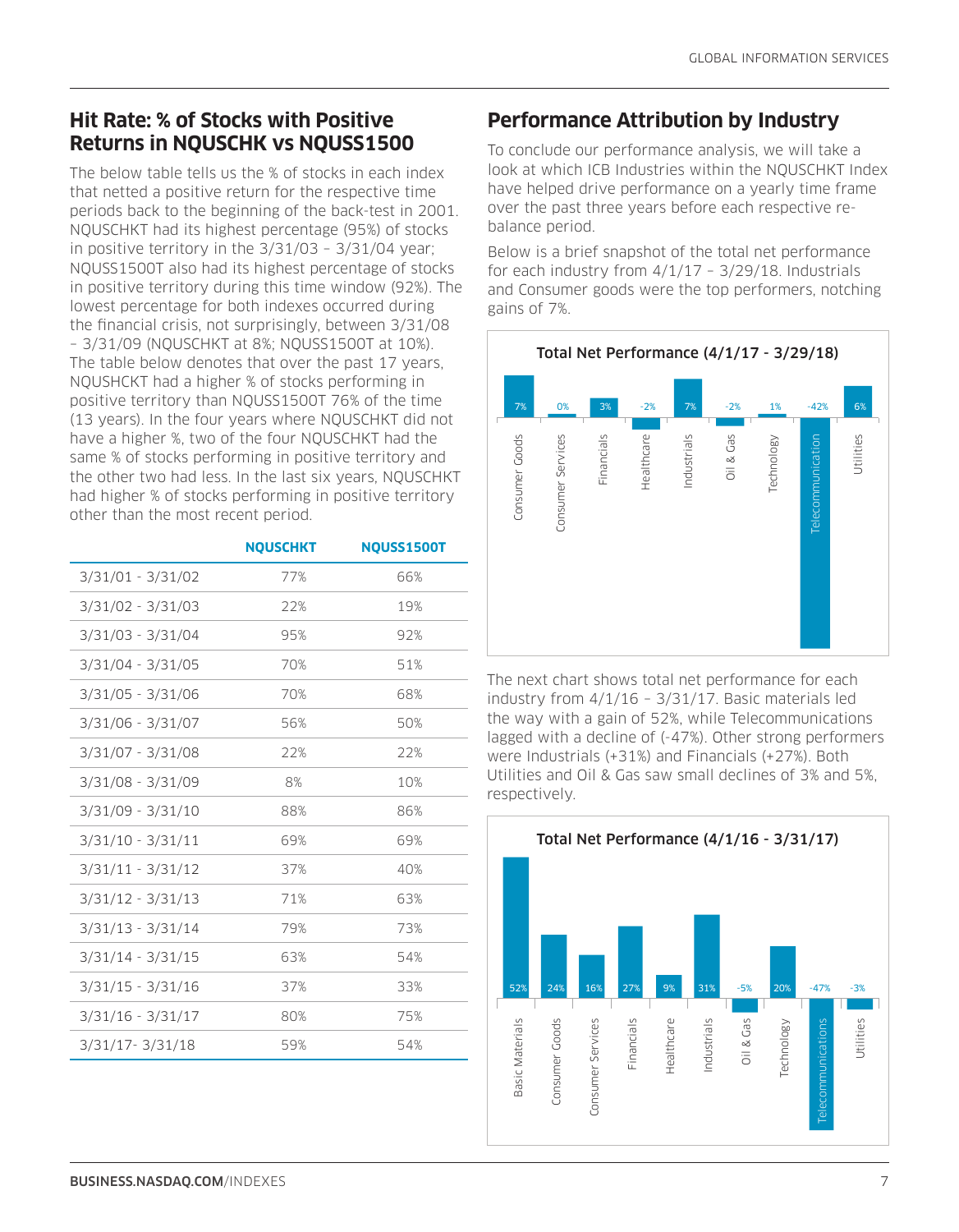## Hit Rate: % of Stocks with Positive Returns in NQUSCHK vs NQUSS1500

The below table tells us the % of stocks in each index that netted a positive return for the respective time periods back to the beginning of the back-test in 2001. NQUSCHKT had its highest percentage (95%) of stocks in positive territory in the 3/31/03 – 3/31/04 year; NQUSS1500T also had its highest percentage of stocks in positive territory during this time window (92%). The lowest percentage for both indexes occurred during the financial crisis, not surprisingly, between 3/31/08 – 3/31/09 (NQUSCHKT at 8%; NQUSS1500T at 10%). The table below denotes that over the past 17 years, NQUSHCKT had a higher % of stocks performing in positive territory than NQUSS1500T 76% of the time (13 years). In the four years where NQUSCHKT did not have a higher %, two of the four NQUSCHKT had the same % of stocks performing in positive territory and the other two had less. In the last six years, NQUSCHKT had higher % of stocks performing in positive territory other than the most recent period.

| | NQUSCHKT | NQUSS1500T |
|---|---|---|
| 3/31/01 - 3/31/02 | 77% | 66% |
| 3/31/02 - 3/31/03 | 22% | 19% |
| 3/31/03 - 3/31/04 | 95% | 92% |
| 3/31/04 - 3/31/05 | 70% | 51% |
| 3/31/05 - 3/31/06 | 70% | 68% |
| 3/31/06 - 3/31/07 | 56% | 50% |
| 3/31/07 - 3/31/08 | 22% | 22% |
| 3/31/08 - 3/31/09 | 8% | 10% |
| 3/31/09 - 3/31/10 | 88% | 86% |
| 3/31/10 - 3/31/11 | 69% | 69% |
| 3/31/11 - 3/31/12 | 37% | 40% |
| 3/31/12 - 3/31/13 | 71% | 63% |
| 3/31/13 - 3/31/14 | 79% | 73% |
| 3/31/14 - 3/31/15 | 63% | 54% |
| 3/31/15 - 3/31/16 | 37% | 33% |
| 3/31/16 - 3/31/17 | 80% | 75% |
| 3/31/17- 3/31/18 | 59% | 54% |

## Performance Attribution by Industry

To conclude our performance analysis, we will take a look at which ICB Industries within the NQUSCHKT Index have helped drive performance on a yearly time frame over the past three years before each respective re-balance period.

Below is a brief snapshot of the total net performance for each industry from 4/1/17 – 3/29/18. Industrials and Consumer goods were the top performers, notching gains of 7%.

**Total Net Performance (4/1/17 - 3/29/18)**

| Industry | Performance |
|---|---|
| Consumer Goods | 7% |
| Consumer Services | 0% |
| Financials | 3% |
| Healthcare | -2% |
| Industrials | 7% |
| Oil & Gas | -2% |
| Technology | 1% |
| Telecommunication | -42% |
| Utilities | 6% |

The next chart shows total net performance for each industry from 4/1/16 – 3/31/17. Basic materials led the way with a gain of 52%, while Telecommunications lagged with a decline of (-47%). Other strong performers were Industrials (+31%) and Financials (+27%). Both Utilities and Oil & Gas saw small declines of 3% and 5%, respectively.

**Total Net Performance (4/1/16 - 3/31/17)**

| Industry | Performance |
|---|---|
| Basic Materials | 52% |
| Consumer Goods | 24% |
| Consumer Services | 16% |
| Financials | 27% |
| Healthcare | 9% |
| Industrials | 31% |
| Oil & Gas | -5% |
| Technology | 20% |
| Telecommunications | -47% |
| Utilities | -3% |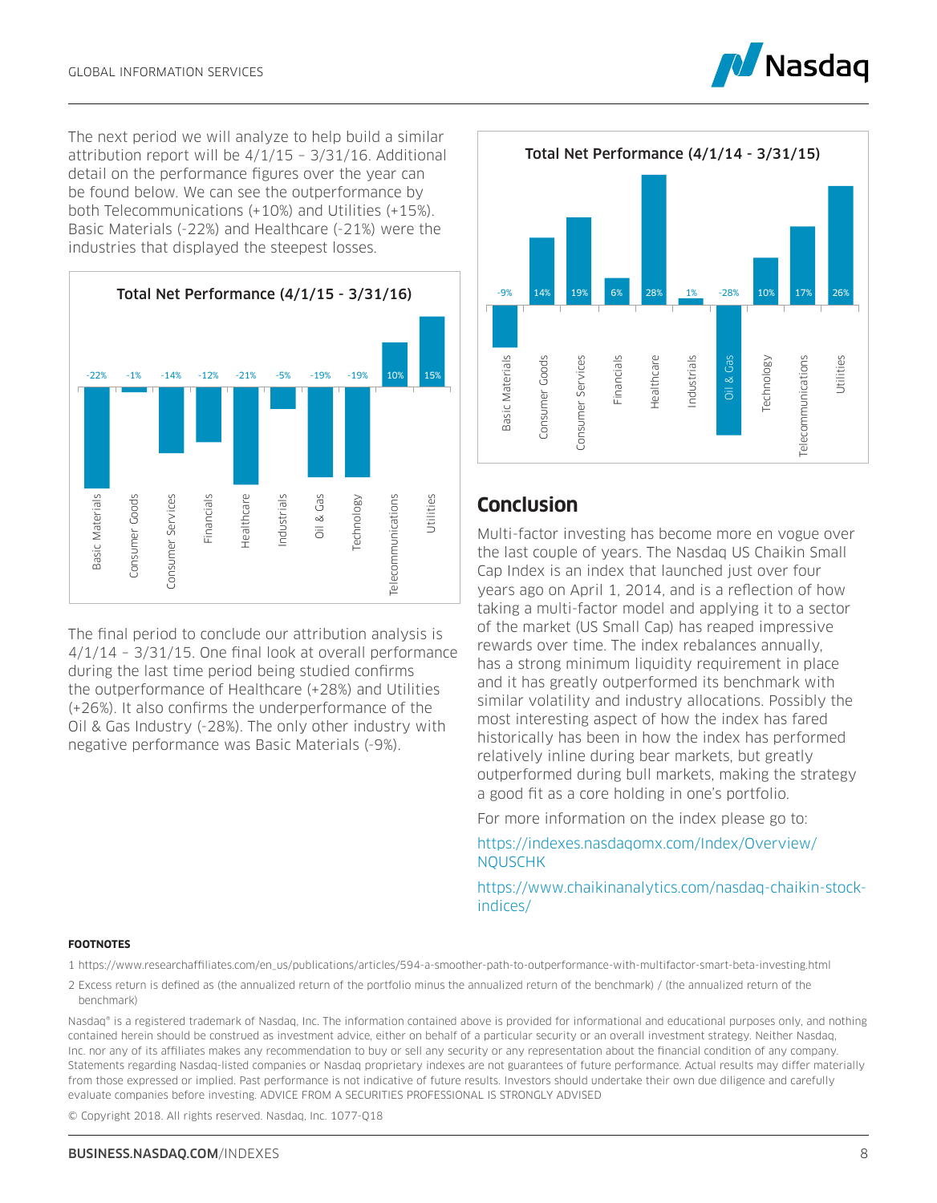The next period we will analyze to help build a similar attribution report will be 4/1/15 – 3/31/16. Additional detail on the performance figures over the year can be found below. We can see the outperformance by both Telecommunications (+10%) and Utilities (+15%). Basic Materials (-22%) and Healthcare (-21%) were the industries that displayed the steepest losses.

**Total Net Performance (4/1/15 - 3/31/16)**

-22% -1% -14% -12% -21% -5% -19% -19% 10% 15%

Basic Materials, Consumer Goods, Consumer Services, Financials, Healthcare, Industrials, Oil & Gas, Technology, Telecommunications, Utilities

The final period to conclude our attribution analysis is 4/1/14 – 3/31/15. One final look at overall performance during the last time period being studied confirms the outperformance of Healthcare (+28%) and Utilities (+26%). It also confirms the underperformance of the Oil & Gas Industry (-28%). The only other industry with negative performance was Basic Materials (-9%).

**Total Net Performance (4/1/14 - 3/31/15)**

-9% 14% 19% 6% 28% 1% -28% 10% 17% 26%

Basic Materials, Consumer Goods, Consumer Services, Financials, Healthcare, Industrials, Oil & Gas, Technology, Telecommunications, Utilities

## Conclusion

Multi-factor investing has become more en vogue over the last couple of years. The Nasdaq US Chaikin Small Cap Index is an index that launched just over four years ago on April 1, 2014, and is a reflection of how taking a multi-factor model and applying it to a sector of the market (US Small Cap) has reaped impressive rewards over time. The index rebalances annually, has a strong minimum liquidity requirement in place and it has greatly outperformed its benchmark with similar volatility and industry allocations. Possibly the most interesting aspect of how the index has fared historically has been in how the index has performed relatively inline during bear markets, but greatly outperformed during bull markets, making the strategy a good fit as a core holding in one's portfolio.

For more information on the index please go to:

https://indexes.nasdaqomx.com/Index/Overview/NQUSCHK

https://www.chaikinanalytics.com/nasdaq-chaikin-stock-indices/

**FOOTNOTES**

1 https://www.researchaffiliates.com/en_us/publications/articles/594-a-smoother-path-to-outperformance-with-multifactor-smart-beta-investing.html

2 Excess return is defined as (the annualized return of the portfolio minus the annualized return of the benchmark) / (the annualized return of the benchmark)

Nasdaq® is a registered trademark of Nasdaq, Inc. The information contained above is provided for informational and educational purposes only, and nothing contained herein should be construed as investment advice, either on behalf of a particular security or an overall investment strategy. Neither Nasdaq, Inc. nor any of its affiliates makes any recommendation to buy or sell any security or any representation about the financial condition of any company. Statements regarding Nasdaq-listed companies or Nasdaq proprietary indexes are not guarantees of future performance. Actual results may differ materially from those expressed or implied. Past performance is not indicative of future results. Investors should undertake their own due diligence and carefully evaluate companies before investing. ADVICE FROM A SECURITIES PROFESSIONAL IS STRONGLY ADVISED

© Copyright 2018. All rights reserved. Nasdaq, Inc. 1077-Q18